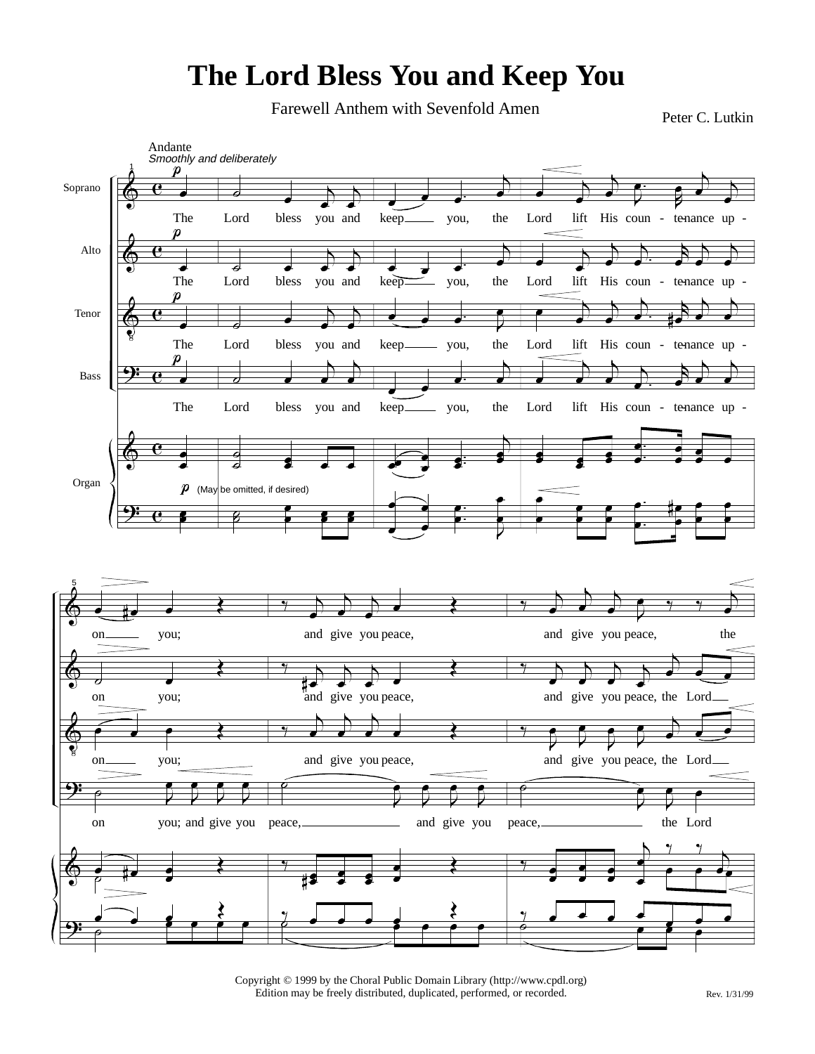# The Lord Bless You and Keep You

Farewell Anthem with Sevenfold Amen

Peter C. Lutkin

Copyright © 1999 by the Choral Public Domain Library (http://www.cpdl.org)
Edition may be freely distributed, duplicated, performed, or recorded.

Rev. 1/31/99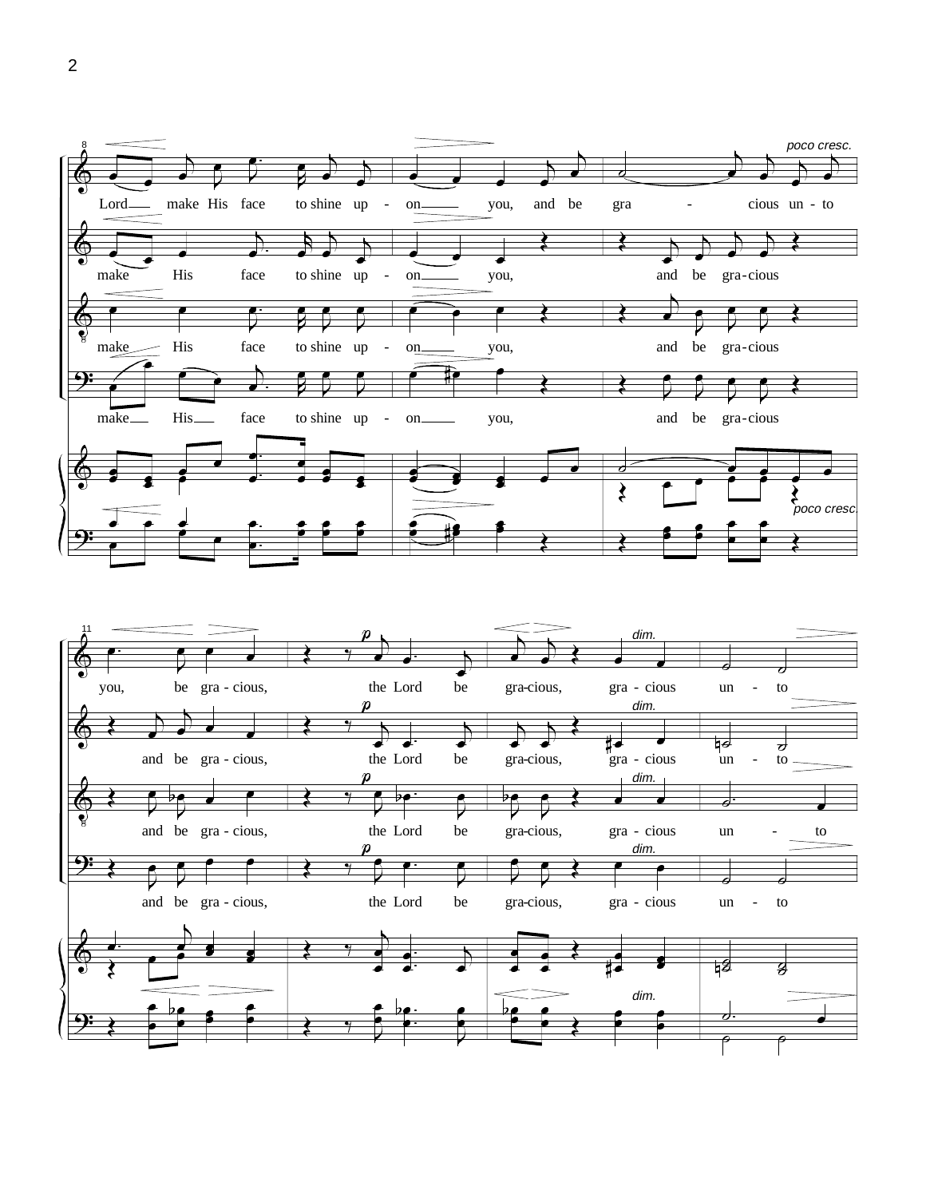poco cresc.

Lord make His face to shine up - on you, and be gra - cious un - to

make His face to shine up - on you, and be gra - cious

make His face to shine up - on you, and be gra - cious

make His face to shine up - on you, and be gra - cious

poco cresc.

*p* *dim.*

you, be gra - cious, the Lord be gra-cious, gra - cious un - to

and be gra - cious, the Lord be gra-cious, gra - cious un - to

and be gra - cious, the Lord be gra-cious, gra - cious un - to

and be gra - cious, the Lord be gra-cious, gra - cious un - to

*dim.*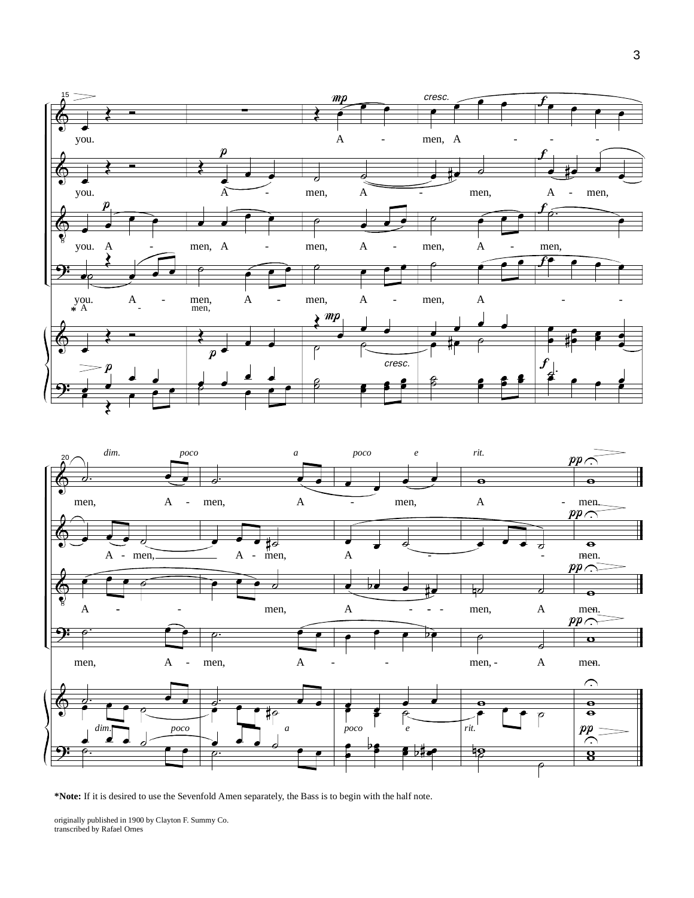**\*Note:** If it is desired to use the Sevenfold Amen separately, the Bass is to begin with the half note.

originally published in 1900 by Clayton F. Summy Co.
transcribed by Rafael Ornes